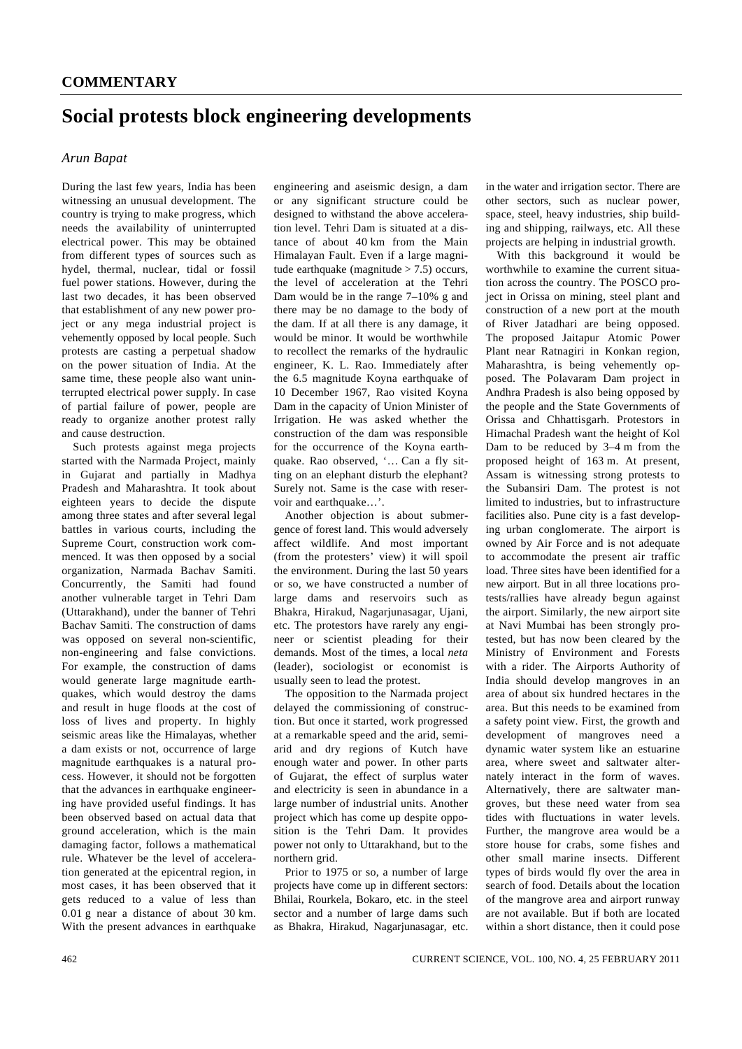**COMMENTARY**

# Social protests block engineering developments

*Arun Bapat*

During the last few years, India has been witnessing an unusual development. The country is trying to make progress, which needs the availability of uninterrupted electrical power. This may be obtained from different types of sources such as hydel, thermal, nuclear, tidal or fossil fuel power stations. However, during the last two decades, it has been observed that establishment of any new power project or any mega industrial project is vehemently opposed by local people. Such protests are casting a perpetual shadow on the power situation of India. At the same time, these people also want uninterrupted electrical power supply. In case of partial failure of power, people are ready to organize another protest rally and cause destruction.

Such protests against mega projects started with the Narmada Project, mainly in Gujarat and partially in Madhya Pradesh and Maharashtra. It took about eighteen years to decide the dispute among three states and after several legal battles in various courts, including the Supreme Court, construction work commenced. It was then opposed by a social organization, Narmada Bachav Samiti. Concurrently, the Samiti had found another vulnerable target in Tehri Dam (Uttarakhand), under the banner of Tehri Bachav Samiti. The construction of dams was opposed on several non-scientific, non-engineering and false convictions. For example, the construction of dams would generate large magnitude earthquakes, which would destroy the dams and result in huge floods at the cost of loss of lives and property. In highly seismic areas like the Himalayas, whether a dam exists or not, occurrence of large magnitude earthquakes is a natural process. However, it should not be forgotten that the advances in earthquake engineering have provided useful findings. It has been observed based on actual data that ground acceleration, which is the main damaging factor, follows a mathematical rule. Whatever be the level of acceleration generated at the epicentral region, in most cases, it has been observed that it gets reduced to a value of less than 0.01 g near a distance of about 30 km. With the present advances in earthquake engineering and aseismic design, a dam or any significant structure could be designed to withstand the above acceleration level. Tehri Dam is situated at a distance of about 40 km from the Main Himalayan Fault. Even if a large magnitude earthquake (magnitude > 7.5) occurs, the level of acceleration at the Tehri Dam would be in the range 7–10% g and there may be no damage to the body of the dam. If at all there is any damage, it would be minor. It would be worthwhile to recollect the remarks of the hydraulic engineer, K. L. Rao. Immediately after the 6.5 magnitude Koyna earthquake of 10 December 1967, Rao visited Koyna Dam in the capacity of Union Minister of Irrigation. He was asked whether the construction of the dam was responsible for the occurrence of the Koyna earthquake. Rao observed, '… Can a fly sitting on an elephant disturb the elephant? Surely not. Same is the case with reservoir and earthquake…'.

Another objection is about submergence of forest land. This would adversely affect wildlife. And most important (from the protesters' view) it will spoil the environment. During the last 50 years or so, we have constructed a number of large dams and reservoirs such as Bhakra, Hirakud, Nagarjunasagar, Ujani, etc. The protestors have rarely any engineer or scientist pleading for their demands. Most of the times, a local *neta* (leader), sociologist or economist is usually seen to lead the protest.

The opposition to the Narmada project delayed the commissioning of construction. But once it started, work progressed at a remarkable speed and the arid, semi-arid and dry regions of Kutch have enough water and power. In other parts of Gujarat, the effect of surplus water and electricity is seen in abundance in a large number of industrial units. Another project which has come up despite opposition is the Tehri Dam. It provides power not only to Uttarakhand, but to the northern grid.

Prior to 1975 or so, a number of large projects have come up in different sectors: Bhilai, Rourkela, Bokaro, etc. in the steel sector and a number of large dams such as Bhakra, Hirakud, Nagarjunasagar, etc. in the water and irrigation sector. There are other sectors, such as nuclear power, space, steel, heavy industries, ship building and shipping, railways, etc. All these projects are helping in industrial growth.

With this background it would be worthwhile to examine the current situation across the country. The POSCO project in Orissa on mining, steel plant and construction of a new port at the mouth of River Jatadhari are being opposed. The proposed Jaitapur Atomic Power Plant near Ratnagiri in Konkan region, Maharashtra, is being vehemently opposed. The Polavaram Dam project in Andhra Pradesh is also being opposed by the people and the State Governments of Orissa and Chhattisgarh. Protestors in Himachal Pradesh want the height of Kol Dam to be reduced by 3–4 m from the proposed height of 163 m. At present, Assam is witnessing strong protests to the Subansiri Dam. The protest is not limited to industries, but to infrastructure facilities also. Pune city is a fast developing urban conglomerate. The airport is owned by Air Force and is not adequate to accommodate the present air traffic load. Three sites have been identified for a new airport. But in all three locations protests/rallies have already begun against the airport. Similarly, the new airport site at Navi Mumbai has been strongly protested, but has now been cleared by the Ministry of Environment and Forests with a rider. The Airports Authority of India should develop mangroves in an area of about six hundred hectares in the area. But this needs to be examined from a safety point view. First, the growth and development of mangroves need a dynamic water system like an estuarine area, where sweet and saltwater alternately interact in the form of waves. Alternatively, there are saltwater mangroves, but these need water from sea tides with fluctuations in water levels. Further, the mangrove area would be a store house for crabs, some fishes and other small marine insects. Different types of birds would fly over the area in search of food. Details about the location of the mangrove area and airport runway are not available. But if both are located within a short distance, then it could pose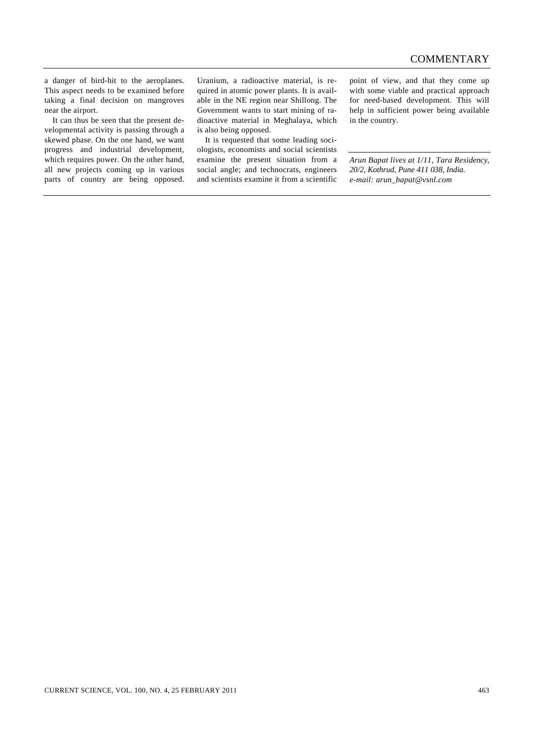a danger of bird-hit to the aeroplanes. This aspect needs to be examined before taking a final decision on mangroves near the airport.

It can thus be seen that the present developmental activity is passing through a skewed phase. On the one hand, we want progress and industrial development, which requires power. On the other hand, all new projects coming up in various parts of country are being opposed. Uranium, a radioactive material, is required in atomic power plants. It is available in the NE region near Shillong. The Government wants to start mining of radioactive material in Meghalaya, which is also being opposed.

It is requested that some leading sociologists, economists and social scientists examine the present situation from a social angle; and technocrats, engineers and scientists examine it from a scientific point of view, and that they come up with some viable and practical approach for need-based development. This will help in sufficient power being available in the country.

---

*Arun Bapat lives at 1/11, Tara Residency, 20/2, Kothrud, Pune 411 038, India.*
*e-mail: arun_bapat@vsnl.com*